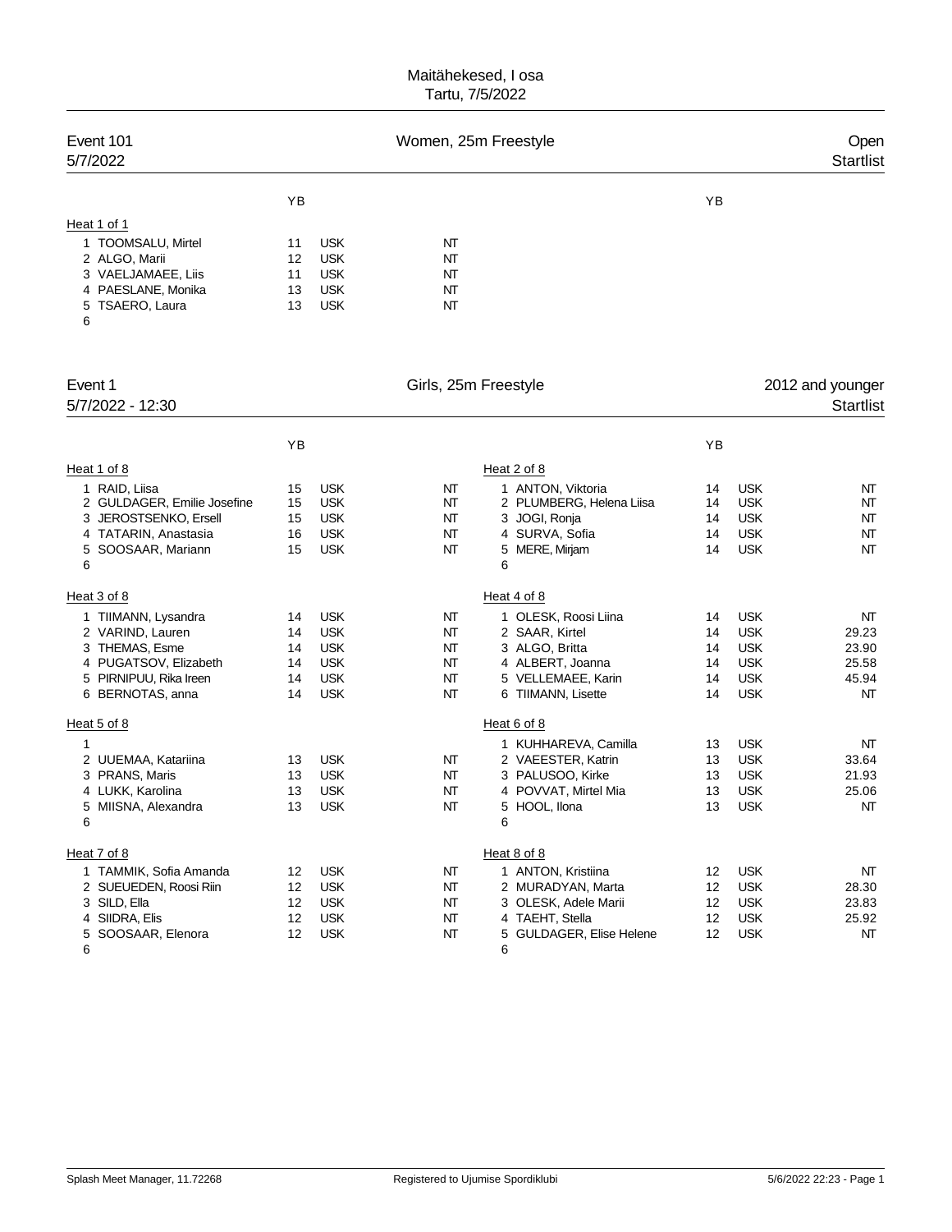# Maitähekesed, I osa

Tartu, 7/5/2022

## Event 101 — Women, 25m Freestyle — Open

5/7/2022 — Startlist

### Heat 1 of 1

| Lane | Name | YB | Club | Entry time |
|---|---|---|---|---|
| 1 | TOOMSALU, Mirtel | 11 | USK | NT |
| 2 | ALGO, Marii | 12 | USK | NT |
| 3 | VAELJAMAEE, Liis | 11 | USK | NT |
| 4 | PAESLANE, Monika | 13 | USK | NT |
| 5 | TSAERO, Laura | 13 | USK | NT |
| 6 | | | | |

## Event 1 — Girls, 25m Freestyle — 2012 and younger

5/7/2022 - 12:30 — Startlist

### Heat 1 of 8

| Lane | Name | YB | Club | Entry time |
|---|---|---|---|---|
| 1 | RAID, Liisa | 15 | USK | NT |
| 2 | GULDAGER, Emilie Josefine | 15 | USK | NT |
| 3 | JEROSTSENKO, Ersell | 15 | USK | NT |
| 4 | TATARIN, Anastasia | 16 | USK | NT |
| 5 | SOOSAAR, Mariann | 15 | USK | NT |
| 6 | | | | |

### Heat 2 of 8

| Lane | Name | YB | Club | Entry time |
|---|---|---|---|---|
| 1 | ANTON, Viktoria | 14 | USK | NT |
| 2 | PLUMBERG, Helena Liisa | 14 | USK | NT |
| 3 | JOGI, Ronja | 14 | USK | NT |
| 4 | SURVA, Sofia | 14 | USK | NT |
| 5 | MERE, Mirjam | 14 | USK | NT |
| 6 | | | | |

### Heat 3 of 8

| Lane | Name | YB | Club | Entry time |
|---|---|---|---|---|
| 1 | TIIMANN, Lysandra | 14 | USK | NT |
| 2 | VARIND, Lauren | 14 | USK | NT |
| 3 | THEMAS, Esme | 14 | USK | NT |
| 4 | PUGATSOV, Elizabeth | 14 | USK | NT |
| 5 | PIRNIPUU, Rika Ireen | 14 | USK | NT |
| 6 | BERNOTAS, anna | 14 | USK | NT |

### Heat 4 of 8

| Lane | Name | YB | Club | Entry time |
|---|---|---|---|---|
| 1 | OLESK, Roosi Liina | 14 | USK | NT |
| 2 | SAAR, Kirtel | 14 | USK | 29.23 |
| 3 | ALGO, Britta | 14 | USK | 23.90 |
| 4 | ALBERT, Joanna | 14 | USK | 25.58 |
| 5 | VELLEMAEE, Karin | 14 | USK | 45.94 |
| 6 | TIIMANN, Lisette | 14 | USK | NT |

### Heat 5 of 8

| Lane | Name | YB | Club | Entry time |
|---|---|---|---|---|
| 1 | | | | |
| 2 | UUEMAA, Katariina | 13 | USK | NT |
| 3 | PRANS, Maris | 13 | USK | NT |
| 4 | LUKK, Karolina | 13 | USK | NT |
| 5 | MIISNA, Alexandra | 13 | USK | NT |
| 6 | | | | |

### Heat 6 of 8

| Lane | Name | YB | Club | Entry time |
|---|---|---|---|---|
| 1 | KUHHAREVA, Camilla | 13 | USK | NT |
| 2 | VAEESTER, Katrin | 13 | USK | 33.64 |
| 3 | PALUSOO, Kirke | 13 | USK | 21.93 |
| 4 | POVVAT, Mirtel Mia | 13 | USK | 25.06 |
| 5 | HOOL, Ilona | 13 | USK | NT |
| 6 | | | | |

### Heat 7 of 8

| Lane | Name | YB | Club | Entry time |
|---|---|---|---|---|
| 1 | TAMMIK, Sofia Amanda | 12 | USK | NT |
| 2 | SUEUEDEN, Roosi Riin | 12 | USK | NT |
| 3 | SILD, Ella | 12 | USK | NT |
| 4 | SIIDRA, Elis | 12 | USK | NT |
| 5 | SOOSAAR, Elenora | 12 | USK | NT |
| 6 | | | | |

### Heat 8 of 8

| Lane | Name | YB | Club | Entry time |
|---|---|---|---|---|
| 1 | ANTON, Kristiina | 12 | USK | NT |
| 2 | MURADYAN, Marta | 12 | USK | 28.30 |
| 3 | OLESK, Adele Marii | 12 | USK | 23.83 |
| 4 | TAEHT, Stella | 12 | USK | 25.92 |
| 5 | GULDAGER, Elise Helene | 12 | USK | NT |
| 6 | | | | |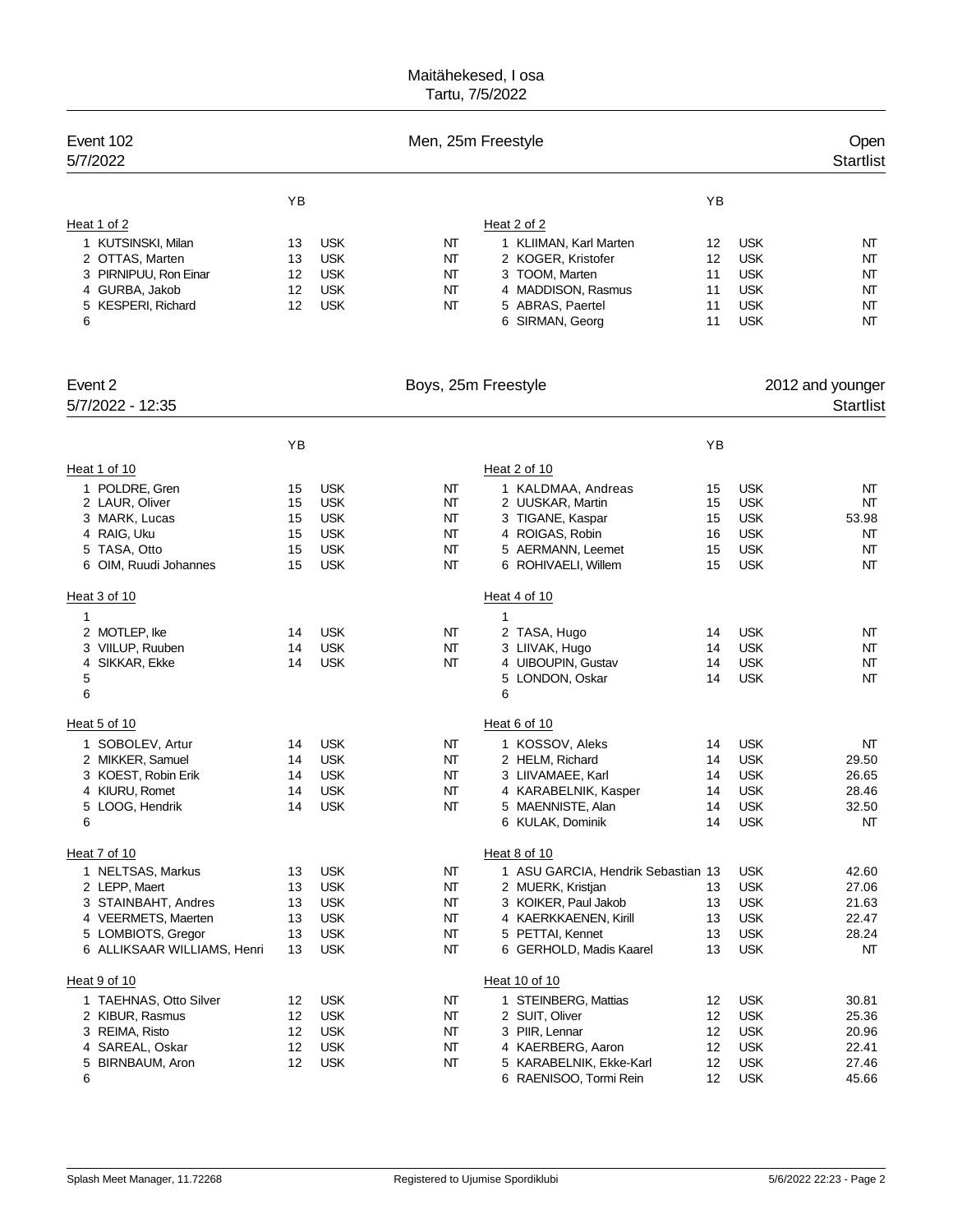Maitähekesed, I osa
Tartu, 7/5/2022

## Event 102 — Men, 25m Freestyle — Open

5/7/2022 — Startlist

### Heat 1 of 2

| Lane | Name | YB | Club | Time |
|---|---|---|---|---|
| 1 | KUTSINSKI, Milan | 13 | USK | NT |
| 2 | OTTAS, Marten | 13 | USK | NT |
| 3 | PIRNIPUU, Ron Einar | 12 | USK | NT |
| 4 | GURBA, Jakob | 12 | USK | NT |
| 5 | KESPERI, Richard | 12 | USK | NT |
| 6 | | | | |

### Heat 2 of 2

| Lane | Name | YB | Club | Time |
|---|---|---|---|---|
| 1 | KLIIMAN, Karl Marten | 12 | USK | NT |
| 2 | KOGER, Kristofer | 12 | USK | NT |
| 3 | TOOM, Marten | 11 | USK | NT |
| 4 | MADDISON, Rasmus | 11 | USK | NT |
| 5 | ABRAS, Paertel | 11 | USK | NT |
| 6 | SIRMAN, Georg | 11 | USK | NT |

## Event 2 — Boys, 25m Freestyle — 2012 and younger

5/7/2022 - 12:35 — Startlist

### Heat 1 of 10

| Lane | Name | YB | Club | Time |
|---|---|---|---|---|
| 1 | POLDRE, Gren | 15 | USK | NT |
| 2 | LAUR, Oliver | 15 | USK | NT |
| 3 | MARK, Lucas | 15 | USK | NT |
| 4 | RAIG, Uku | 15 | USK | NT |
| 5 | TASA, Otto | 15 | USK | NT |
| 6 | OIM, Ruudi Johannes | 15 | USK | NT |

### Heat 2 of 10

| Lane | Name | YB | Club | Time |
|---|---|---|---|---|
| 1 | KALDMAA, Andreas | 15 | USK | NT |
| 2 | UUSKAR, Martin | 15 | USK | NT |
| 3 | TIGANE, Kaspar | 15 | USK | 53.98 |
| 4 | ROIGAS, Robin | 16 | USK | NT |
| 5 | AERMANN, Leemet | 15 | USK | NT |
| 6 | ROHIVAELI, Willem | 15 | USK | NT |

### Heat 3 of 10

| Lane | Name | YB | Club | Time |
|---|---|---|---|---|
| 1 | | | | |
| 2 | MOTLEP, Ike | 14 | USK | NT |
| 3 | VIILUP, Ruuben | 14 | USK | NT |
| 4 | SIKKAR, Ekke | 14 | USK | NT |
| 5 | | | | |
| 6 | | | | |

### Heat 4 of 10

| Lane | Name | YB | Club | Time |
|---|---|---|---|---|
| 1 | | | | |
| 2 | TASA, Hugo | 14 | USK | NT |
| 3 | LIIVAK, Hugo | 14 | USK | NT |
| 4 | UIBOUPIN, Gustav | 14 | USK | NT |
| 5 | LONDON, Oskar | 14 | USK | NT |
| 6 | | | | |

### Heat 5 of 10

| Lane | Name | YB | Club | Time |
|---|---|---|---|---|
| 1 | SOBOLEV, Artur | 14 | USK | NT |
| 2 | MIKKER, Samuel | 14 | USK | NT |
| 3 | KOEST, Robin Erik | 14 | USK | NT |
| 4 | KIURU, Romet | 14 | USK | NT |
| 5 | LOOG, Hendrik | 14 | USK | NT |
| 6 | | | | |

### Heat 6 of 10

| Lane | Name | YB | Club | Time |
|---|---|---|---|---|
| 1 | KOSSOV, Aleks | 14 | USK | NT |
| 2 | HELM, Richard | 14 | USK | 29.50 |
| 3 | LIIVAMAEE, Karl | 14 | USK | 26.65 |
| 4 | KARABELNIK, Kasper | 14 | USK | 28.46 |
| 5 | MAENNISTE, Alan | 14 | USK | 32.50 |
| 6 | KULAK, Dominik | 14 | USK | NT |

### Heat 7 of 10

| Lane | Name | YB | Club | Time |
|---|---|---|---|---|
| 1 | NELTSAS, Markus | 13 | USK | NT |
| 2 | LEPP, Maert | 13 | USK | NT |
| 3 | STAINBAHT, Andres | 13 | USK | NT |
| 4 | VEERMETS, Maerten | 13 | USK | NT |
| 5 | LOMBIOTS, Gregor | 13 | USK | NT |
| 6 | ALLIKSAAR WILLIAMS, Henri | 13 | USK | NT |

### Heat 8 of 10

| Lane | Name | YB | Club | Time |
|---|---|---|---|---|
| 1 | ASU GARCIA, Hendrik Sebastian | 13 | USK | 42.60 |
| 2 | MUERK, Kristjan | 13 | USK | 27.06 |
| 3 | KOIKER, Paul Jakob | 13 | USK | 21.63 |
| 4 | KAERKKAENEN, Kirill | 13 | USK | 22.47 |
| 5 | PETTAI, Kennet | 13 | USK | 28.24 |
| 6 | GERHOLD, Madis Kaarel | 13 | USK | NT |

### Heat 9 of 10

| Lane | Name | YB | Club | Time |
|---|---|---|---|---|
| 1 | TAEHNAS, Otto Silver | 12 | USK | NT |
| 2 | KIBUR, Rasmus | 12 | USK | NT |
| 3 | REIMA, Risto | 12 | USK | NT |
| 4 | SAREAL, Oskar | 12 | USK | NT |
| 5 | BIRNBAUM, Aron | 12 | USK | NT |
| 6 | | | | |

### Heat 10 of 10

| Lane | Name | YB | Club | Time |
|---|---|---|---|---|
| 1 | STEINBERG, Mattias | 12 | USK | 30.81 |
| 2 | SUIT, Oliver | 12 | USK | 25.36 |
| 3 | PIIR, Lennar | 12 | USK | 20.96 |
| 4 | KAERBERG, Aaron | 12 | USK | 22.41 |
| 5 | KARABELNIK, Ekke-Karl | 12 | USK | 27.46 |
| 6 | RAENISOO, Tormi Rein | 12 | USK | 45.66 |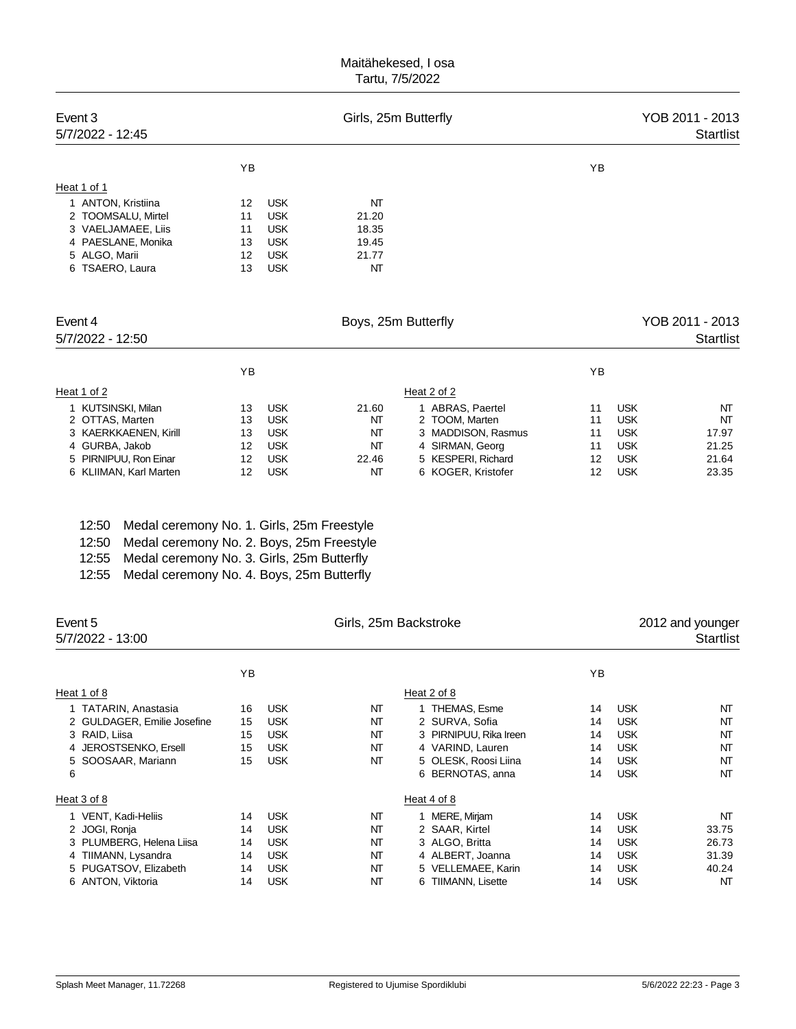Maitähekesed, I osa
Tartu, 7/5/2022

## Event 3 — Girls, 25m Butterfly — YOB 2011 - 2013

5/7/2022 - 12:45 — Startlist

**Heat 1 of 1**

| Lane | Name | YB | Club | Entry time |
|---|---|---|---|---|
| 1 | ANTON, Kristiina | 12 | USK | NT |
| 2 | TOOMSALU, Mirtel | 11 | USK | 21.20 |
| 3 | VAELJAMAEE, Liis | 11 | USK | 18.35 |
| 4 | PAESLANE, Monika | 13 | USK | 19.45 |
| 5 | ALGO, Marii | 12 | USK | 21.77 |
| 6 | TSAERO, Laura | 13 | USK | NT |

## Event 4 — Boys, 25m Butterfly — YOB 2011 - 2013

5/7/2022 - 12:50 — Startlist

**Heat 1 of 2**

| Lane | Name | YB | Club | Entry time |
|---|---|---|---|---|
| 1 | KUTSINSKI, Milan | 13 | USK | 21.60 |
| 2 | OTTAS, Marten | 13 | USK | NT |
| 3 | KAERKKAENEN, Kirill | 13 | USK | NT |
| 4 | GURBA, Jakob | 12 | USK | NT |
| 5 | PIRNIPUU, Ron Einar | 12 | USK | 22.46 |
| 6 | KLIIMAN, Karl Marten | 12 | USK | NT |

**Heat 2 of 2**

| Lane | Name | YB | Club | Entry time |
|---|---|---|---|---|
| 1 | ABRAS, Paertel | 11 | USK | NT |
| 2 | TOOM, Marten | 11 | USK | NT |
| 3 | MADDISON, Rasmus | 11 | USK | 17.97 |
| 4 | SIRMAN, Georg | 11 | USK | 21.25 |
| 5 | KESPERI, Richard | 12 | USK | 21.64 |
| 6 | KOGER, Kristofer | 12 | USK | 23.35 |

12:50 Medal ceremony No. 1. Girls, 25m Freestyle
12:50 Medal ceremony No. 2. Boys, 25m Freestyle
12:55 Medal ceremony No. 3. Girls, 25m Butterfly
12:55 Medal ceremony No. 4. Boys, 25m Butterfly

## Event 5 — Girls, 25m Backstroke — 2012 and younger

5/7/2022 - 13:00 — Startlist

**Heat 1 of 8**

| Lane | Name | YB | Club | Entry time |
|---|---|---|---|---|
| 1 | TATARIN, Anastasia | 16 | USK | NT |
| 2 | GULDAGER, Emilie Josefine | 15 | USK | NT |
| 3 | RAID, Liisa | 15 | USK | NT |
| 4 | JEROSTSENKO, Ersell | 15 | USK | NT |
| 5 | SOOSAAR, Mariann | 15 | USK | NT |
| 6 | | | | |

**Heat 2 of 8**

| Lane | Name | YB | Club | Entry time |
|---|---|---|---|---|
| 1 | THEMAS, Esme | 14 | USK | NT |
| 2 | SURVA, Sofia | 14 | USK | NT |
| 3 | PIRNIPUU, Rika Ireen | 14 | USK | NT |
| 4 | VARIND, Lauren | 14 | USK | NT |
| 5 | OLESK, Roosi Liina | 14 | USK | NT |
| 6 | BERNOTAS, anna | 14 | USK | NT |

**Heat 3 of 8**

| Lane | Name | YB | Club | Entry time |
|---|---|---|---|---|
| 1 | VENT, Kadi-Heliis | 14 | USK | NT |
| 2 | JOGI, Ronja | 14 | USK | NT |
| 3 | PLUMBERG, Helena Liisa | 14 | USK | NT |
| 4 | TIIMANN, Lysandra | 14 | USK | NT |
| 5 | PUGATSOV, Elizabeth | 14 | USK | NT |
| 6 | ANTON, Viktoria | 14 | USK | NT |

**Heat 4 of 8**

| Lane | Name | YB | Club | Entry time |
|---|---|---|---|---|
| 1 | MERE, Mirjam | 14 | USK | NT |
| 2 | SAAR, Kirtel | 14 | USK | 33.75 |
| 3 | ALGO, Britta | 14 | USK | 26.73 |
| 4 | ALBERT, Joanna | 14 | USK | 31.39 |
| 5 | VELLEMAEE, Karin | 14 | USK | 40.24 |
| 6 | TIIMANN, Lisette | 14 | USK | NT |

Splash Meet Manager, 11.72268 — Registered to Ujumise Spordiklubi — 5/6/2022 22:23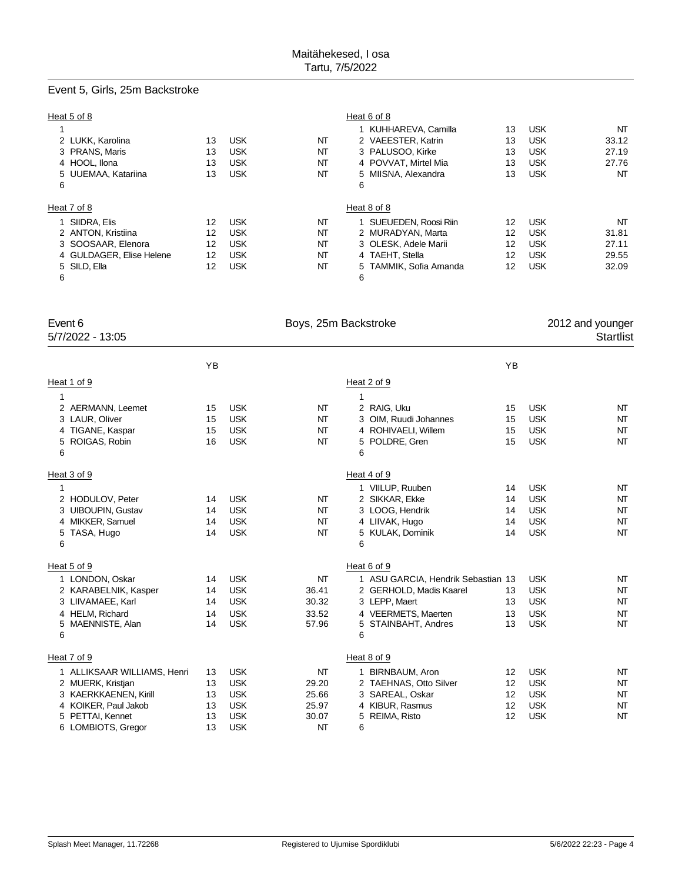Maitähekesed, I osa
Tartu, 7/5/2022

## Event 5, Girls, 25m Backstroke

**Heat 5 of 8**

| Lane | Name | YB | Club | Time |
|---|---|---|---|---|
| 1 | | | | |
| 2 | LUKK, Karolina | 13 | USK | NT |
| 3 | PRANS, Maris | 13 | USK | NT |
| 4 | HOOL, Ilona | 13 | USK | NT |
| 5 | UUEMAA, Katariina | 13 | USK | NT |
| 6 | | | | |

**Heat 6 of 8**

| Lane | Name | YB | Club | Time |
|---|---|---|---|---|
| 1 | KUHHAREVA, Camilla | 13 | USK | NT |
| 2 | VAEESTER, Katrin | 13 | USK | 33.12 |
| 3 | PALUSOO, Kirke | 13 | USK | 27.19 |
| 4 | POVVAT, Mirtel Mia | 13 | USK | 27.76 |
| 5 | MIISNA, Alexandra | 13 | USK | NT |
| 6 | | | | |

**Heat 7 of 8**

| Lane | Name | YB | Club | Time |
|---|---|---|---|---|
| 1 | SIIDRA, Elis | 12 | USK | NT |
| 2 | ANTON, Kristiina | 12 | USK | NT |
| 3 | SOOSAAR, Elenora | 12 | USK | NT |
| 4 | GULDAGER, Elise Helene | 12 | USK | NT |
| 5 | SILD, Ella | 12 | USK | NT |
| 6 | | | | |

**Heat 8 of 8**

| Lane | Name | YB | Club | Time |
|---|---|---|---|---|
| 1 | SUEUEDEN, Roosi Riin | 12 | USK | NT |
| 2 | MURADYAN, Marta | 12 | USK | 31.81 |
| 3 | OLESK, Adele Marii | 12 | USK | 27.11 |
| 4 | TAEHT, Stella | 12 | USK | 29.55 |
| 5 | TAMMIK, Sofia Amanda | 12 | USK | 32.09 |
| 6 | | | | |

## Event 6 — Boys, 25m Backstroke — 2012 and younger

5/7/2022 - 13:05 — Startlist

**Heat 1 of 9**

| Lane | Name | YB | Club | Time |
|---|---|---|---|---|
| 1 | | | | |
| 2 | AERMANN, Leemet | 15 | USK | NT |
| 3 | LAUR, Oliver | 15 | USK | NT |
| 4 | TIGANE, Kaspar | 15 | USK | NT |
| 5 | ROIGAS, Robin | 16 | USK | NT |
| 6 | | | | |

**Heat 2 of 9**

| Lane | Name | YB | Club | Time |
|---|---|---|---|---|
| 1 | | | | |
| 2 | RAIG, Uku | 15 | USK | NT |
| 3 | OIM, Ruudi Johannes | 15 | USK | NT |
| 4 | ROHIVAELI, Willem | 15 | USK | NT |
| 5 | POLDRE, Gren | 15 | USK | NT |
| 6 | | | | |

**Heat 3 of 9**

| Lane | Name | YB | Club | Time |
|---|---|---|---|---|
| 1 | | | | |
| 2 | HODULOV, Peter | 14 | USK | NT |
| 3 | UIBOUPIN, Gustav | 14 | USK | NT |
| 4 | MIKKER, Samuel | 14 | USK | NT |
| 5 | TASA, Hugo | 14 | USK | NT |
| 6 | | | | |

**Heat 4 of 9**

| Lane | Name | YB | Club | Time |
|---|---|---|---|---|
| 1 | VIILUP, Ruuben | 14 | USK | NT |
| 2 | SIKKAR, Ekke | 14 | USK | NT |
| 3 | LOOG, Hendrik | 14 | USK | NT |
| 4 | LIIVAK, Hugo | 14 | USK | NT |
| 5 | KULAK, Dominik | 14 | USK | NT |
| 6 | | | | |

**Heat 5 of 9**

| Lane | Name | YB | Club | Time |
|---|---|---|---|---|
| 1 | LONDON, Oskar | 14 | USK | NT |
| 2 | KARABELNIK, Kasper | 14 | USK | 36.41 |
| 3 | LIIVAMAEE, Karl | 14 | USK | 30.32 |
| 4 | HELM, Richard | 14 | USK | 33.52 |
| 5 | MAENNISTE, Alan | 14 | USK | 57.96 |
| 6 | | | | |

**Heat 6 of 9**

| Lane | Name | YB | Club | Time |
|---|---|---|---|---|
| 1 | ASU GARCIA, Hendrik Sebastian | 13 | USK | NT |
| 2 | GERHOLD, Madis Kaarel | 13 | USK | NT |
| 3 | LEPP, Maert | 13 | USK | NT |
| 4 | VEERMETS, Maerten | 13 | USK | NT |
| 5 | STAINBAHT, Andres | 13 | USK | NT |
| 6 | | | | |

**Heat 7 of 9**

| Lane | Name | YB | Club | Time |
|---|---|---|---|---|
| 1 | ALLIKSAAR WILLIAMS, Henri | 13 | USK | NT |
| 2 | MUERK, Kristjan | 13 | USK | 29.20 |
| 3 | KAERKKAENEN, Kirill | 13 | USK | 25.66 |
| 4 | KOIKER, Paul Jakob | 13 | USK | 25.97 |
| 5 | PETTAI, Kennet | 13 | USK | 30.07 |
| 6 | LOMBIOTS, Gregor | 13 | USK | NT |

**Heat 8 of 9**

| Lane | Name | YB | Club | Time |
|---|---|---|---|---|
| 1 | BIRNBAUM, Aron | 12 | USK | NT |
| 2 | TAEHNAS, Otto Silver | 12 | USK | NT |
| 3 | SAREAL, Oskar | 12 | USK | NT |
| 4 | KIBUR, Rasmus | 12 | USK | NT |
| 5 | REIMA, Risto | 12 | USK | NT |
| 6 | | | | |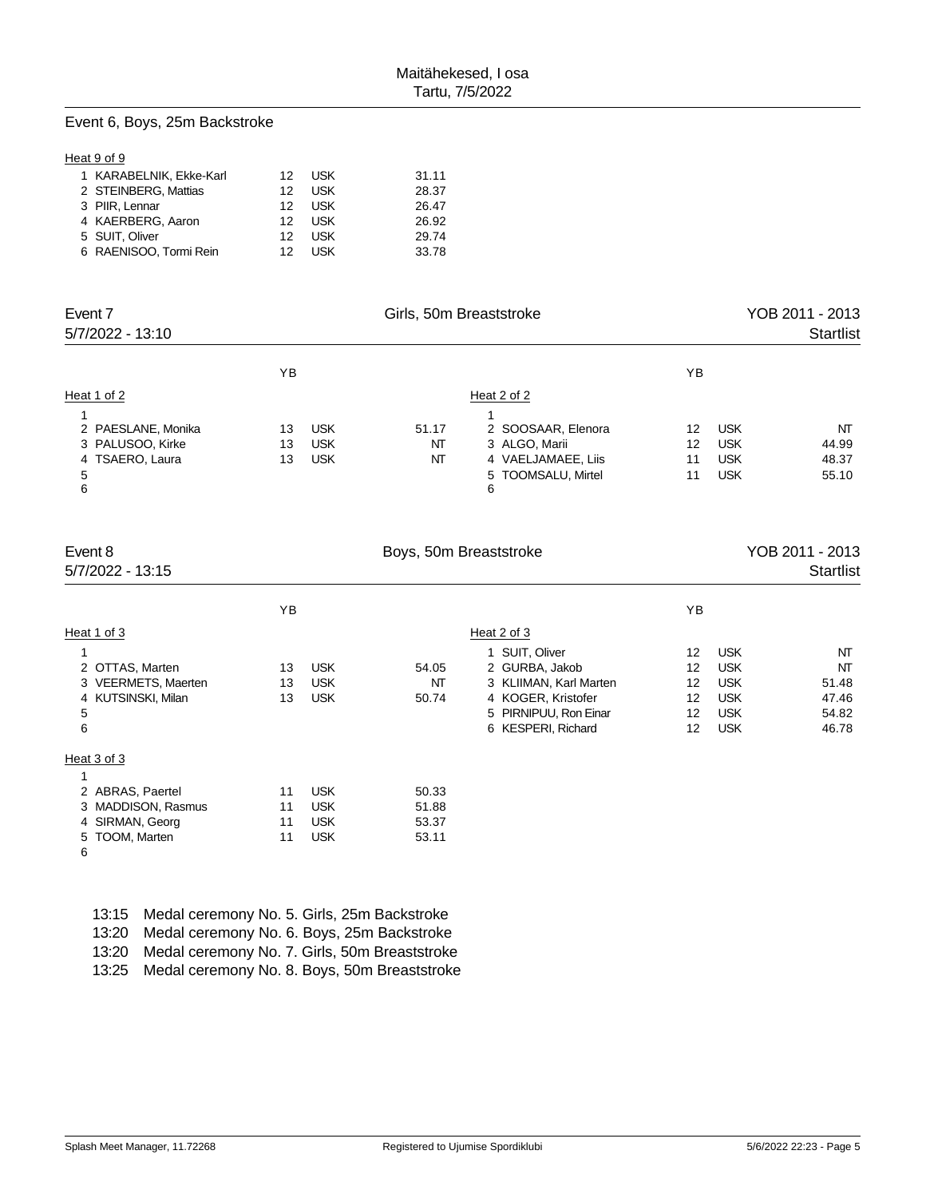Maitähekesed, I osa
Tartu, 7/5/2022

## Event 6, Boys, 25m Backstroke

Heat 9 of 9

| Lane | Name | YB | Club | Time |
|---|---|---|---|---|
| 1 | KARABELNIK, Ekke-Karl | 12 | USK | 31.11 |
| 2 | STEINBERG, Mattias | 12 | USK | 28.37 |
| 3 | PIIR, Lennar | 12 | USK | 26.47 |
| 4 | KAERBERG, Aaron | 12 | USK | 26.92 |
| 5 | SUIT, Oliver | 12 | USK | 29.74 |
| 6 | RAENISOO, Tormi Rein | 12 | USK | 33.78 |

## Event 7 — Girls, 50m Breaststroke — YOB 2011 - 2013

5/7/2022 - 13:10 — Startlist

Heat 1 of 2

| Lane | Name | YB | Club | Time |
|---|---|---|---|---|
| 1 | | | | |
| 2 | PAESLANE, Monika | 13 | USK | 51.17 |
| 3 | PALUSOO, Kirke | 13 | USK | NT |
| 4 | TSAERO, Laura | 13 | USK | NT |
| 5 | | | | |
| 6 | | | | |

Heat 2 of 2

| Lane | Name | YB | Club | Time |
|---|---|---|---|---|
| 1 | | | | |
| 2 | SOOSAAR, Elenora | 12 | USK | NT |
| 3 | ALGO, Marii | 12 | USK | 44.99 |
| 4 | VAELJAMAEE, Liis | 11 | USK | 48.37 |
| 5 | TOOMSALU, Mirtel | 11 | USK | 55.10 |
| 6 | | | | |

## Event 8 — Boys, 50m Breaststroke — YOB 2011 - 2013

5/7/2022 - 13:15 — Startlist

Heat 1 of 3

| Lane | Name | YB | Club | Time |
|---|---|---|---|---|
| 1 | | | | |
| 2 | OTTAS, Marten | 13 | USK | 54.05 |
| 3 | VEERMETS, Maerten | 13 | USK | NT |
| 4 | KUTSINSKI, Milan | 13 | USK | 50.74 |
| 5 | | | | |
| 6 | | | | |

Heat 2 of 3

| Lane | Name | YB | Club | Time |
|---|---|---|---|---|
| 1 | SUIT, Oliver | 12 | USK | NT |
| 2 | GURBA, Jakob | 12 | USK | NT |
| 3 | KLIIMAN, Karl Marten | 12 | USK | 51.48 |
| 4 | KOGER, Kristofer | 12 | USK | 47.46 |
| 5 | PIRNIPUU, Ron Einar | 12 | USK | 54.82 |
| 6 | KESPERI, Richard | 12 | USK | 46.78 |

Heat 3 of 3

| Lane | Name | YB | Club | Time |
|---|---|---|---|---|
| 1 | | | | |
| 2 | ABRAS, Paertel | 11 | USK | 50.33 |
| 3 | MADDISON, Rasmus | 11 | USK | 51.88 |
| 4 | SIRMAN, Georg | 11 | USK | 53.37 |
| 5 | TOOM, Marten | 11 | USK | 53.11 |
| 6 | | | | |

13:15 Medal ceremony No. 5. Girls, 25m Backstroke
13:20 Medal ceremony No. 6. Boys, 25m Backstroke
13:20 Medal ceremony No. 7. Girls, 50m Breaststroke
13:25 Medal ceremony No. 8. Boys, 50m Breaststroke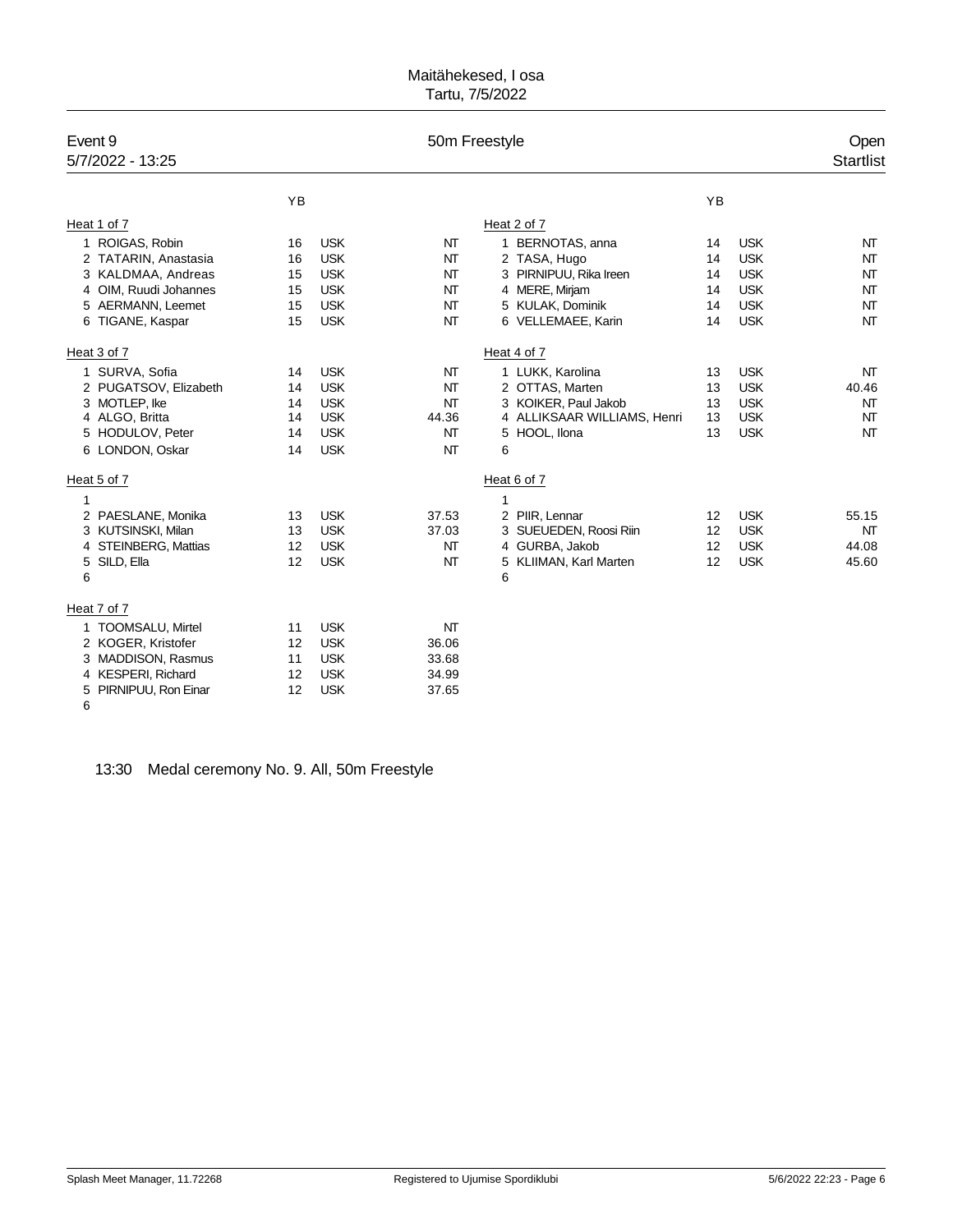Maitähekesed, I osa
Tartu, 7/5/2022

## Event 9 — 50m Freestyle — Open

5/7/2022 - 13:25 — Startlist

### Heat 1 of 7

| | | YB | | |
|---|---|---|---|---|
| 1 | ROIGAS, Robin | 16 | USK | NT |
| 2 | TATARIN, Anastasia | 16 | USK | NT |
| 3 | KALDMAA, Andreas | 15 | USK | NT |
| 4 | OIM, Ruudi Johannes | 15 | USK | NT |
| 5 | AERMANN, Leemet | 15 | USK | NT |
| 6 | TIGANE, Kaspar | 15 | USK | NT |

### Heat 2 of 7

| | | YB | | |
|---|---|---|---|---|
| 1 | BERNOTAS, anna | 14 | USK | NT |
| 2 | TASA, Hugo | 14 | USK | NT |
| 3 | PIRNIPUU, Rika Ireen | 14 | USK | NT |
| 4 | MERE, Mirjam | 14 | USK | NT |
| 5 | KULAK, Dominik | 14 | USK | NT |
| 6 | VELLEMAEE, Karin | 14 | USK | NT |

### Heat 3 of 7

| | | YB | | |
|---|---|---|---|---|
| 1 | SURVA, Sofia | 14 | USK | NT |
| 2 | PUGATSOV, Elizabeth | 14 | USK | NT |
| 3 | MOTLEP, Ike | 14 | USK | NT |
| 4 | ALGO, Britta | 14 | USK | 44.36 |
| 5 | HODULOV, Peter | 14 | USK | NT |
| 6 | LONDON, Oskar | 14 | USK | NT |

### Heat 4 of 7

| | | YB | | |
|---|---|---|---|---|
| 1 | LUKK, Karolina | 13 | USK | NT |
| 2 | OTTAS, Marten | 13 | USK | 40.46 |
| 3 | KOIKER, Paul Jakob | 13 | USK | NT |
| 4 | ALLIKSAAR WILLIAMS, Henri | 13 | USK | NT |
| 5 | HOOL, Ilona | 13 | USK | NT |
| 6 | | | | |

### Heat 5 of 7

| | | YB | | |
|---|---|---|---|---|
| 1 | | | | |
| 2 | PAESLANE, Monika | 13 | USK | 37.53 |
| 3 | KUTSINSKI, Milan | 13 | USK | 37.03 |
| 4 | STEINBERG, Mattias | 12 | USK | NT |
| 5 | SILD, Ella | 12 | USK | NT |
| 6 | | | | |

### Heat 6 of 7

| | | YB | | |
|---|---|---|---|---|
| 1 | | | | |
| 2 | PIIR, Lennar | 12 | USK | 55.15 |
| 3 | SUEUEDEN, Roosi Riin | 12 | USK | NT |
| 4 | GURBA, Jakob | 12 | USK | 44.08 |
| 5 | KLIIMAN, Karl Marten | 12 | USK | 45.60 |
| 6 | | | | |

### Heat 7 of 7

| | | YB | | |
|---|---|---|---|---|
| 1 | TOOMSALU, Mirtel | 11 | USK | NT |
| 2 | KOGER, Kristofer | 12 | USK | 36.06 |
| 3 | MADDISON, Rasmus | 11 | USK | 33.68 |
| 4 | KESPERI, Richard | 12 | USK | 34.99 |
| 5 | PIRNIPUU, Ron Einar | 12 | USK | 37.65 |
| 6 | | | | |

13:30 Medal ceremony No. 9. All, 50m Freestyle